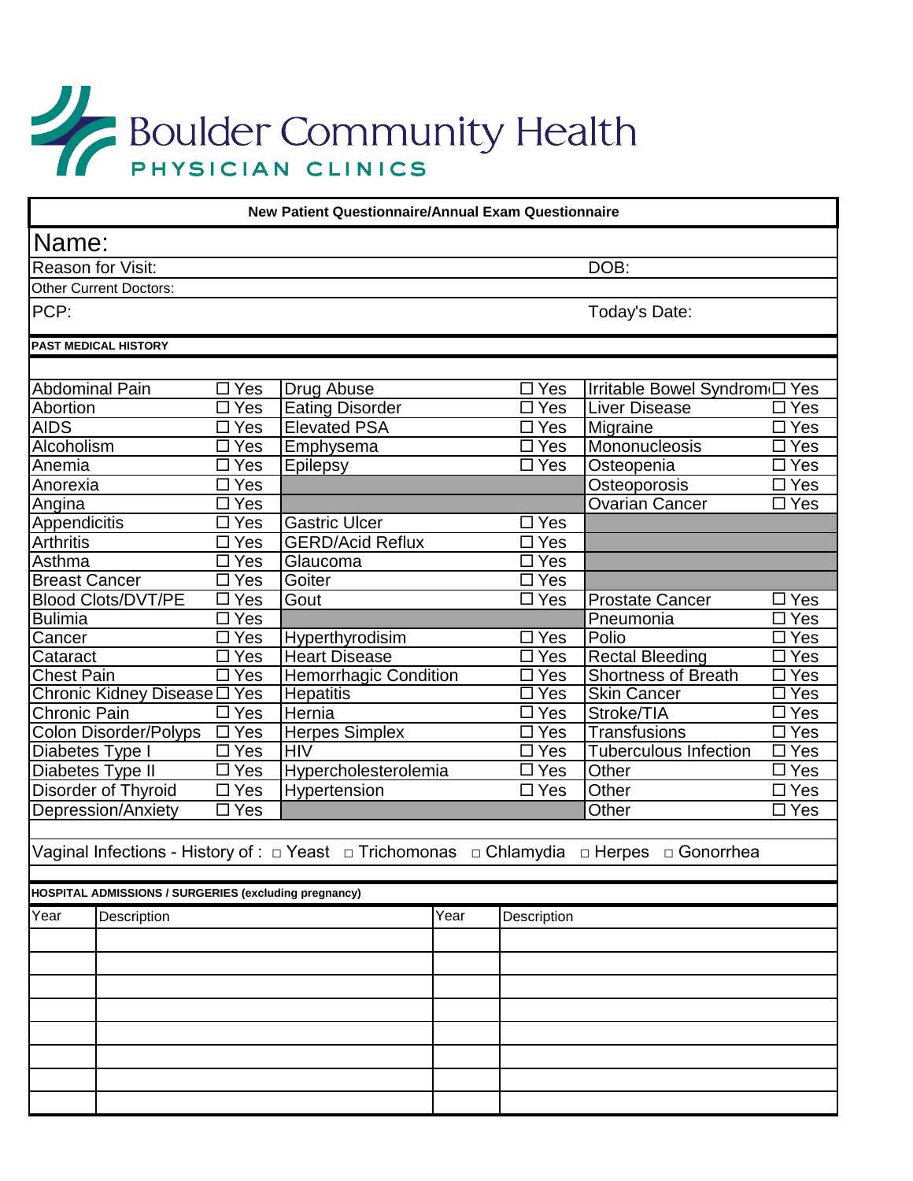# Boulder Community Health

PHYSICIAN CLINICS

**New Patient Questionnaire/Annual Exam Questionnaire**

Name:

Reason for Visit: DOB:

Other Current Doctors:

PCP: Today's Date:

**PAST MEDICAL HISTORY**

| | | | | | |
|---|---|---|---|---|---|
| Abdominal Pain | ☐ Yes | Drug Abuse | ☐ Yes | Irritable Bowel Syndrom | ☐ Yes |
| Abortion | ☐ Yes | Eating Disorder | ☐ Yes | Liver Disease | ☐ Yes |
| AIDS | ☐ Yes | Elevated PSA | ☐ Yes | Migraine | ☐ Yes |
| Alcoholism | ☐ Yes | Emphysema | ☐ Yes | Mononucleosis | ☐ Yes |
| Anemia | ☐ Yes | Epilepsy | ☐ Yes | Osteopenia | ☐ Yes |
| Anorexia | ☐ Yes | | | Osteoporosis | ☐ Yes |
| Angina | ☐ Yes | | | Ovarian Cancer | ☐ Yes |
| Appendicitis | ☐ Yes | Gastric Ulcer | ☐ Yes | | |
| Arthritis | ☐ Yes | GERD/Acid Reflux | ☐ Yes | | |
| Asthma | ☐ Yes | Glaucoma | ☐ Yes | | |
| Breast Cancer | ☐ Yes | Goiter | ☐ Yes | | |
| Blood Clots/DVT/PE | ☐ Yes | Gout | ☐ Yes | Prostate Cancer | ☐ Yes |
| Bulimia | ☐ Yes | | | Pneumonia | ☐ Yes |
| Cancer | ☐ Yes | Hyperthyrodisim | ☐ Yes | Polio | ☐ Yes |
| Cataract | ☐ Yes | Heart Disease | ☐ Yes | Rectal Bleeding | ☐ Yes |
| Chest Pain | ☐ Yes | Hemorrhagic Condition | ☐ Yes | Shortness of Breath | ☐ Yes |
| Chronic Kidney Disease | ☐ Yes | Hepatitis | ☐ Yes | Skin Cancer | ☐ Yes |
| Chronic Pain | ☐ Yes | Hernia | ☐ Yes | Stroke/TIA | ☐ Yes |
| Colon Disorder/Polyps | ☐ Yes | Herpes Simplex | ☐ Yes | Transfusions | ☐ Yes |
| Diabetes Type I | ☐ Yes | HIV | ☐ Yes | Tuberculous Infection | ☐ Yes |
| Diabetes Type II | ☐ Yes | Hypercholesterolemia | ☐ Yes | Other | ☐ Yes |
| Disorder of Thyroid | ☐ Yes | Hypertension | ☐ Yes | Other | ☐ Yes |
| Depression/Anxiety | ☐ Yes | | | Other | ☐ Yes |

Vaginal Infections - History of : □ Yeast □ Trichomonas □ Chlamydia □ Herpes □ Gonorrhea

**HOSPITAL ADMISSIONS / SURGERIES (excluding pregnancy)**

| Year | Description | Year | Description |
|---|---|---|---|
| | | | |
| | | | |
| | | | |
| | | | |
| | | | |
| | | | |
| | | | |
| | | | |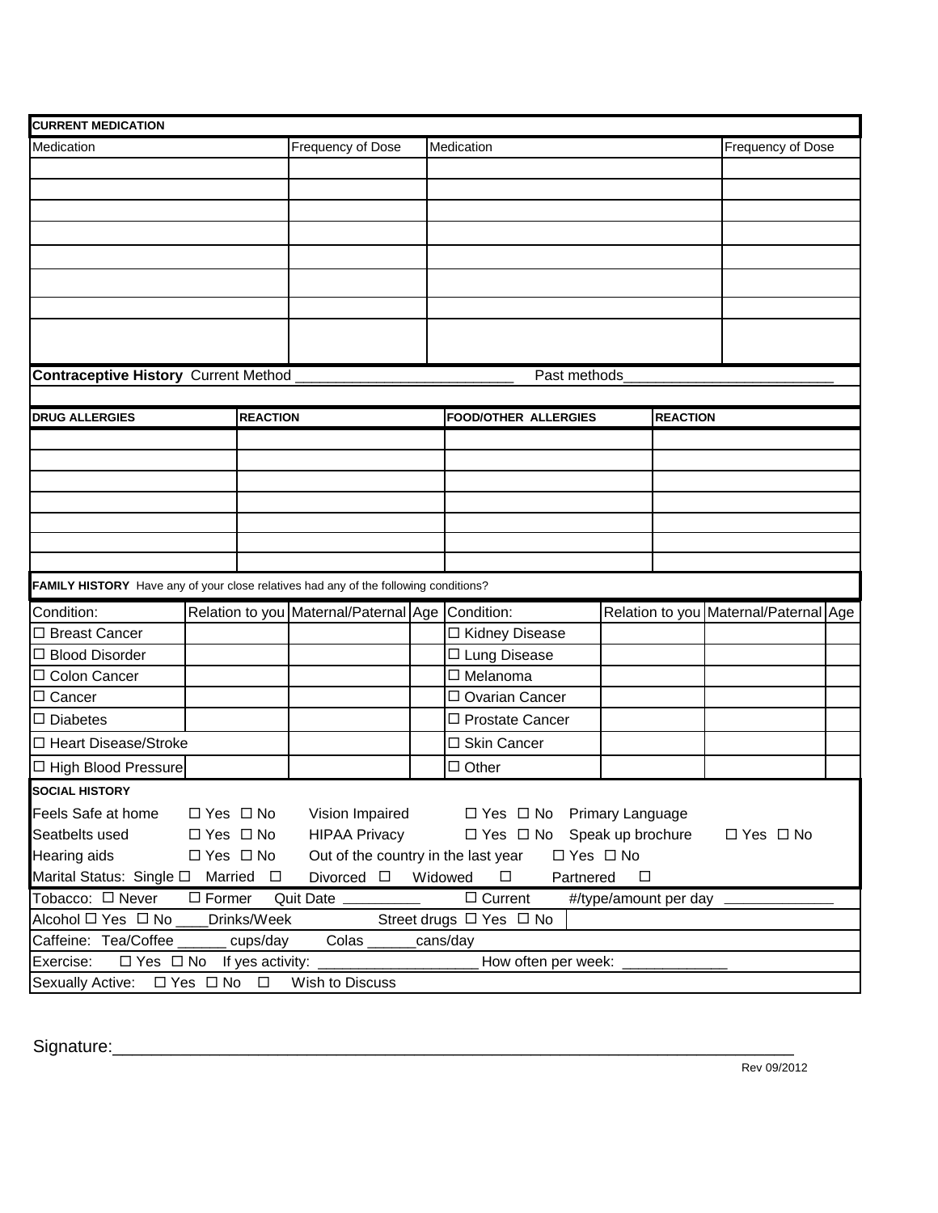**CURRENT MEDICATION**

| Medication | Frequency of Dose | Medication | Frequency of Dose |
|---|---|---|---|
| | | | |
| | | | |
| | | | |
| | | | |
| | | | |
| | | | |
| | | | |
| | | | |

**Contraceptive History** Current Method ___________________________ Past methods__________________________

| DRUG ALLERGIES | REACTION | FOOD/OTHER ALLERGIES | REACTION |
|---|---|---|---|
| | | | |
| | | | |
| | | | |
| | | | |
| | | | |
| | | | |
| | | | |

**FAMILY HISTORY** Have any of your close relatives had any of the following conditions?

| Condition: | Relation to you | Maternal/Paternal | Age | Condition: | Relation to you | Maternal/Paternal | Age |
|---|---|---|---|---|---|---|---|
| ☐ Breast Cancer | | | | ☐ Kidney Disease | | | |
| ☐ Blood Disorder | | | | ☐ Lung Disease | | | |
| ☐ Colon Cancer | | | | ☐ Melanoma | | | |
| ☐ Cancer | | | | ☐ Ovarian Cancer | | | |
| ☐ Diabetes | | | | ☐ Prostate Cancer | | | |
| ☐ Heart Disease/Stroke | | | | ☐ Skin Cancer | | | |
| ☐ High Blood Pressure | | | | ☐ Other | | | |

**SOCIAL HISTORY**

Feels Safe at home ☐ Yes ☐ No Vision Impaired ☐ Yes ☐ No Primary Language

Seatbelts used ☐ Yes ☐ No HIPAA Privacy ☐ Yes ☐ No Speak up brochure ☐ Yes ☐ No

Hearing aids ☐ Yes ☐ No Out of the country in the last year ☐ Yes ☐ No

Marital Status: Single ☐ Married ☐ Divorced ☐ Widowed ☐ Partnered ☐

Tobacco: ☐ Never ☐ Former Quit Date _________ ☐ Current #/type/amount per day _____________

Alcohol ☐ Yes ☐ No ____Drinks/Week Street drugs ☐ Yes ☐ No

Caffeine: Tea/Coffee ______ cups/day Colas ______cans/day

Exercise: ☐ Yes ☐ No If yes activity: ___________________ How often per week: ____________

Sexually Active: ☐ Yes ☐ No ☐ Wish to Discuss

Signature:_____________________________________________________________________

Rev 09/2012